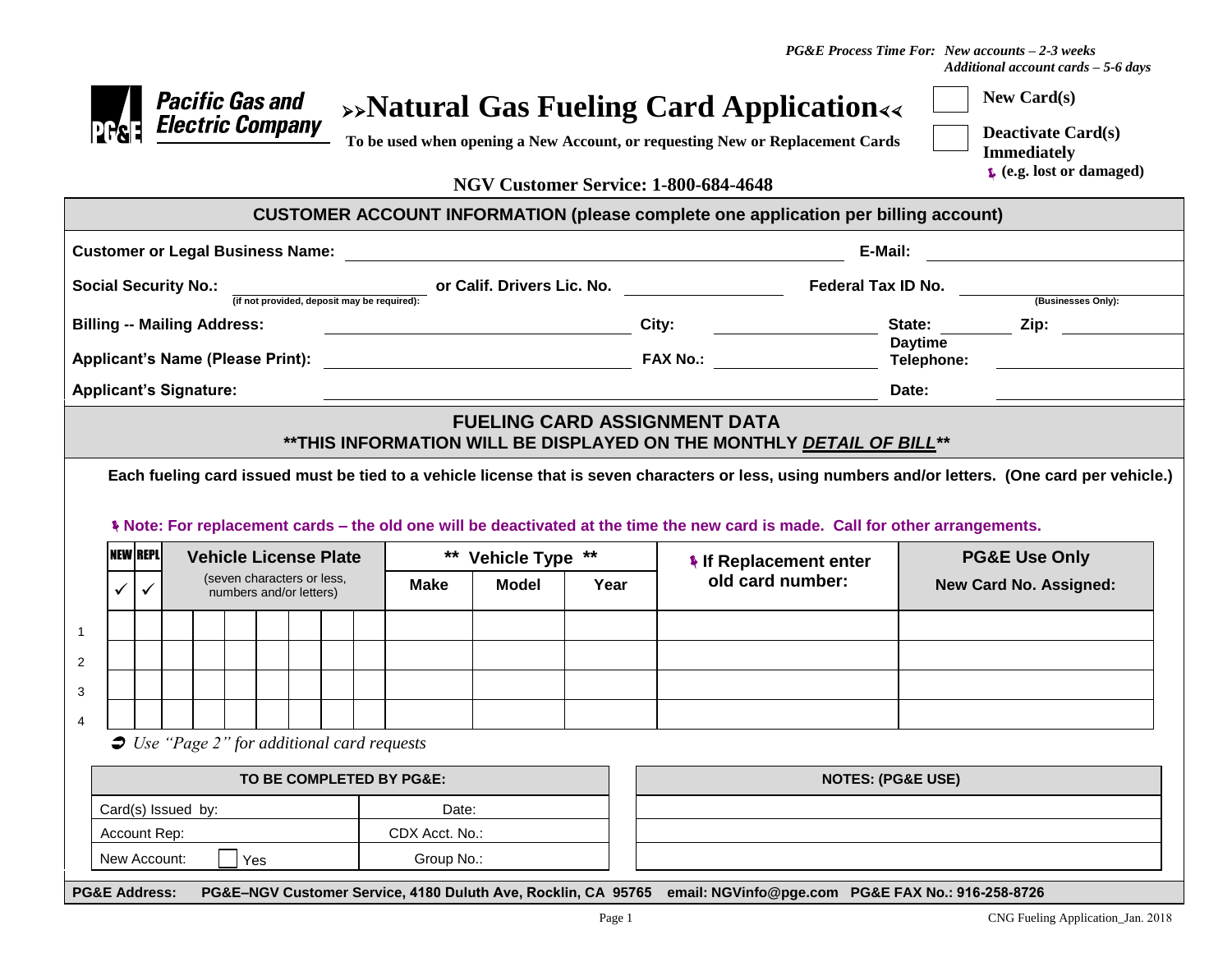*PG&E Process Time For: New accounts – 2-3 weeks*
*Additional account cards – 5-6 days*

**Pacific Gas and Electric Company**

# ››Natural Gas Fueling Card Application‹‹

**To be used when opening a New Account, or requesting New or Replacement Cards**

☐ **New Card(s)**

☐ **Deactivate Card(s) Immediately**
**(e.g. lost or damaged)**

**NGV Customer Service: 1-800-684-4648**

## CUSTOMER ACCOUNT INFORMATION (please complete one application per billing account)

**Customer or Legal Business Name:** ______________________ **E-Mail:** ______________________

**Social Security No.:** ______________________ (if not provided, deposit may be required): **or Calif. Drivers Lic. No.** ______________________ **Federal Tax ID No.** ______________________ (Businesses Only):

**Billing -- Mailing Address:** ______________________ **City:** ______________________ **State:** ________ **Zip:** ________

**Applicant's Name (Please Print):** ______________________ **FAX No.:** ______________________ **Daytime Telephone:** ______________________

**Applicant's Signature:** ______________________ **Date:** ______________________

## FUELING CARD ASSIGNMENT DATA

**\*\*THIS INFORMATION WILL BE DISPLAYED ON THE MONTHLY *DETAIL OF BILL*\*\***

**Each fueling card issued must be tied to a vehicle license that is seven characters or less, using numbers and/or letters. (One card per vehicle.)**

**Note: For replacement cards – the old one will be deactivated at the time the new card is made. Call for other arrangements.**

| | NEW ✓ | REPL ✓ | Vehicle License Plate (seven characters or less, numbers and/or letters) | | | | | | | \*\* Vehicle Type \*\* Make | Model | Year | If Replacement enter old card number: | PG&E Use Only New Card No. Assigned: |
|---|---|---|---|---|---|---|---|---|---|---|---|---|---|---|
| 1 | | | | | | | | | | | | | | |
| 2 | | | | | | | | | | | | | | |
| 3 | | | | | | | | | | | | | | |
| 4 | | | | | | | | | | | | | | |

➲ *Use "Page 2" for additional card requests*

| TO BE COMPLETED BY PG&E: | |
|---|---|
| Card(s) Issued by: | Date: |
| Account Rep: | CDX Acct. No.: |
| New Account: ☐ Yes | Group No.: |

| NOTES: (PG&E USE) |
|---|
| |
| |
| |

**PG&E Address:** **PG&E–NGV Customer Service, 4180 Duluth Ave, Rocklin, CA 95765 email: NGVinfo@pge.com PG&E FAX No.: 916-258-8726**

CNG Fueling Application_Jan. 2018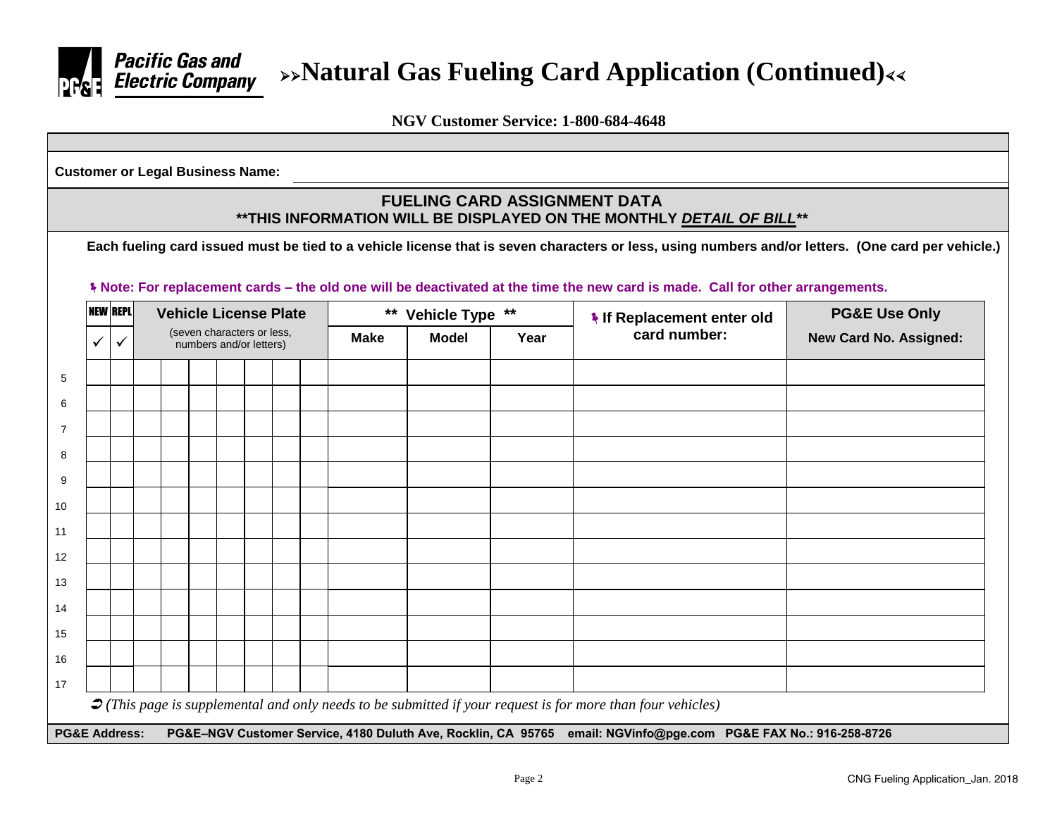**Pacific Gas and Electric Company**

# ››Natural Gas Fueling Card Application (Continued)‹‹

**NGV Customer Service: 1-800-684-4648**

**Customer or Legal Business Name:** ______________________________

## FUELING CARD ASSIGNMENT DATA

**\*\*THIS INFORMATION WILL BE DISPLAYED ON THE MONTHLY *DETAIL OF BILL*\*\***

**Each fueling card issued must be tied to a vehicle license that is seven characters or less, using numbers and/or letters. (One card per vehicle.)**

**Note: For replacement cards – the old one will be deactivated at the time the new card is made. Call for other arrangements.**

| | NEW ✓ | REPL ✓ | Vehicle License Plate (seven characters or less, numbers and/or letters) | | | | | | | ** Vehicle Type ** Make | Model | Year | If Replacement enter old card number: | PG&E Use Only New Card No. Assigned: |
|---|---|---|---|---|---|---|---|---|---|---|---|---|---|---|
| 5 | | | | | | | | | | | | | | |
| 6 | | | | | | | | | | | | | | |
| 7 | | | | | | | | | | | | | | |
| 8 | | | | | | | | | | | | | | |
| 9 | | | | | | | | | | | | | | |
| 10 | | | | | | | | | | | | | | |
| 11 | | | | | | | | | | | | | | |
| 12 | | | | | | | | | | | | | | |
| 13 | | | | | | | | | | | | | | |
| 14 | | | | | | | | | | | | | | |
| 15 | | | | | | | | | | | | | | |
| 16 | | | | | | | | | | | | | | |
| 17 | | | | | | | | | | | | | | |

*(This page is supplemental and only needs to be submitted if your request is for more than four vehicles)*

**PG&E Address:** PG&E–NGV Customer Service, 4180 Duluth Ave, Rocklin, CA 95765 email: NGVinfo@pge.com PG&E FAX No.: 916-258-8726

CNG Fueling Application_Jan. 2018